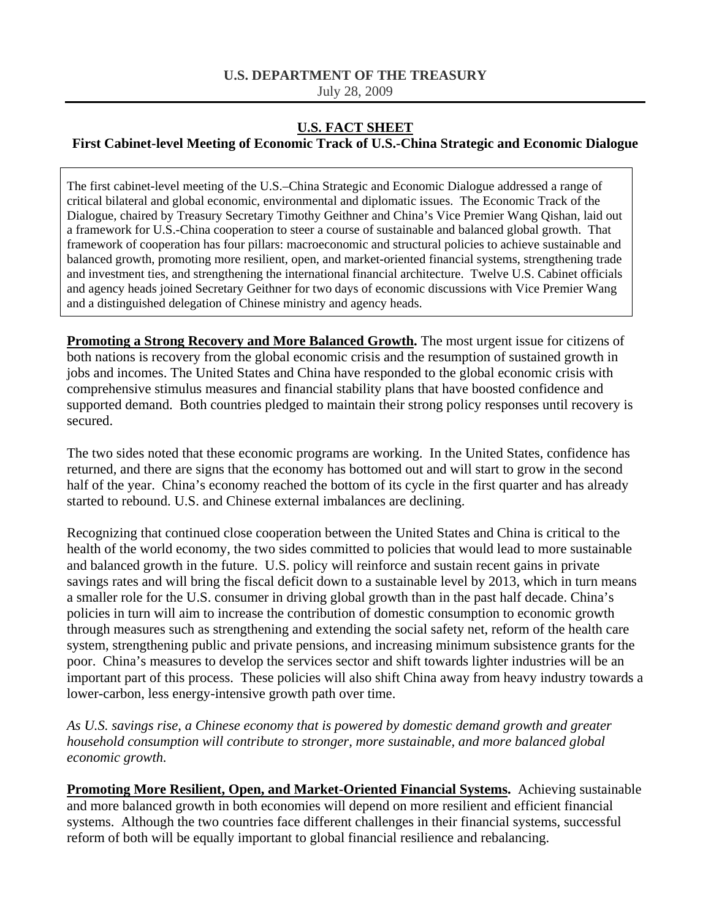**U.S. DEPARTMENT OF THE TREASURY**
July 28, 2009

# U.S. FACT SHEET

## First Cabinet-level Meeting of Economic Track of U.S.-China Strategic and Economic Dialogue

The first cabinet-level meeting of the U.S.–China Strategic and Economic Dialogue addressed a range of critical bilateral and global economic, environmental and diplomatic issues. The Economic Track of the Dialogue, chaired by Treasury Secretary Timothy Geithner and China's Vice Premier Wang Qishan, laid out a framework for U.S.-China cooperation to steer a course of sustainable and balanced global growth. That framework of cooperation has four pillars: macroeconomic and structural policies to achieve sustainable and balanced growth, promoting more resilient, open, and market-oriented financial systems, strengthening trade and investment ties, and strengthening the international financial architecture. Twelve U.S. Cabinet officials and agency heads joined Secretary Geithner for two days of economic discussions with Vice Premier Wang and a distinguished delegation of Chinese ministry and agency heads.

**Promoting a Strong Recovery and More Balanced Growth.** The most urgent issue for citizens of both nations is recovery from the global economic crisis and the resumption of sustained growth in jobs and incomes. The United States and China have responded to the global economic crisis with comprehensive stimulus measures and financial stability plans that have boosted confidence and supported demand. Both countries pledged to maintain their strong policy responses until recovery is secured.

The two sides noted that these economic programs are working. In the United States, confidence has returned, and there are signs that the economy has bottomed out and will start to grow in the second half of the year. China's economy reached the bottom of its cycle in the first quarter and has already started to rebound. U.S. and Chinese external imbalances are declining.

Recognizing that continued close cooperation between the United States and China is critical to the health of the world economy, the two sides committed to policies that would lead to more sustainable and balanced growth in the future. U.S. policy will reinforce and sustain recent gains in private savings rates and will bring the fiscal deficit down to a sustainable level by 2013, which in turn means a smaller role for the U.S. consumer in driving global growth than in the past half decade. China's policies in turn will aim to increase the contribution of domestic consumption to economic growth through measures such as strengthening and extending the social safety net, reform of the health care system, strengthening public and private pensions, and increasing minimum subsistence grants for the poor. China's measures to develop the services sector and shift towards lighter industries will be an important part of this process. These policies will also shift China away from heavy industry towards a lower-carbon, less energy-intensive growth path over time.

*As U.S. savings rise, a Chinese economy that is powered by domestic demand growth and greater household consumption will contribute to stronger, more sustainable, and more balanced global economic growth.*

**Promoting More Resilient, Open, and Market-Oriented Financial Systems.** Achieving sustainable and more balanced growth in both economies will depend on more resilient and efficient financial systems. Although the two countries face different challenges in their financial systems, successful reform of both will be equally important to global financial resilience and rebalancing.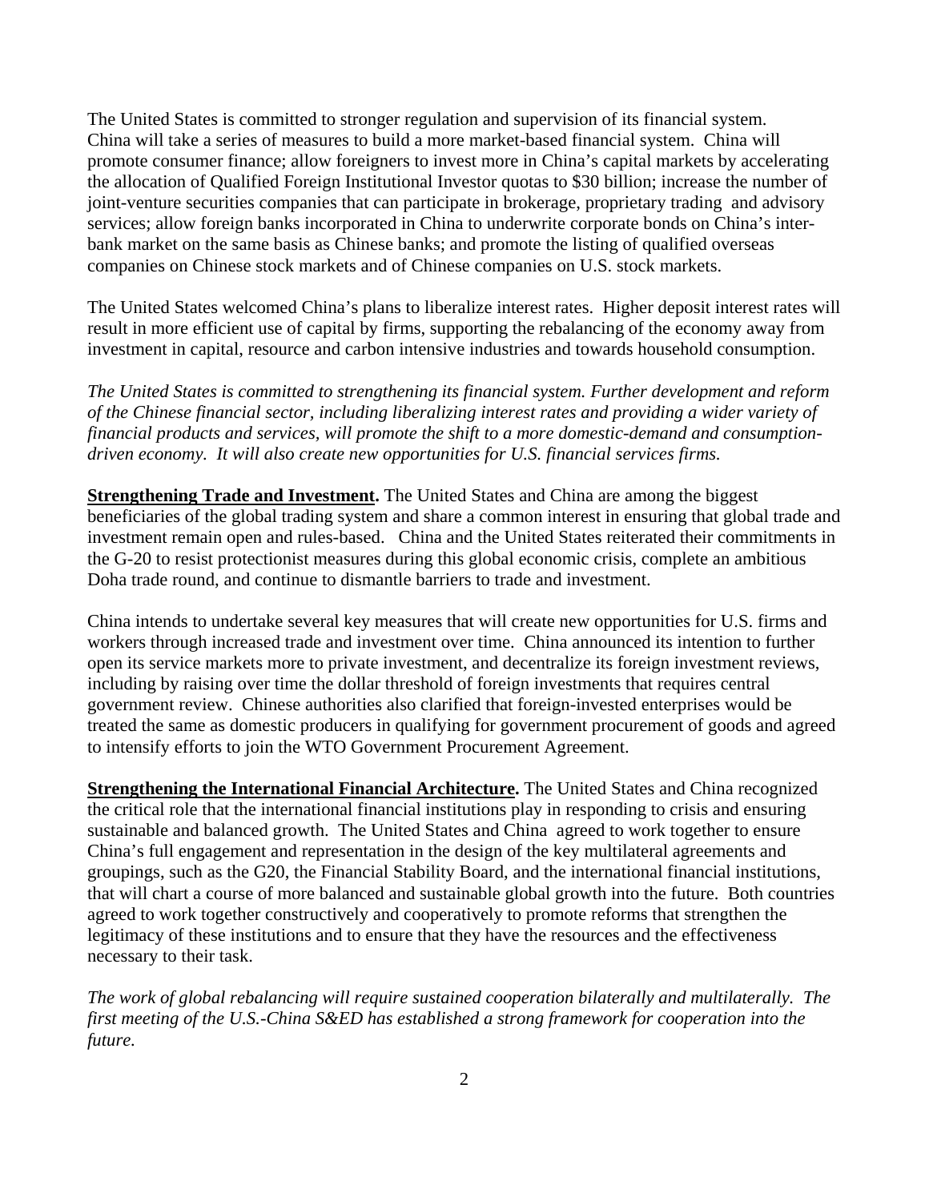The United States is committed to stronger regulation and supervision of its financial system. China will take a series of measures to build a more market-based financial system. China will promote consumer finance; allow foreigners to invest more in China's capital markets by accelerating the allocation of Qualified Foreign Institutional Investor quotas to $30 billion; increase the number of joint-venture securities companies that can participate in brokerage, proprietary trading and advisory services; allow foreign banks incorporated in China to underwrite corporate bonds on China's inter-bank market on the same basis as Chinese banks; and promote the listing of qualified overseas companies on Chinese stock markets and of Chinese companies on U.S. stock markets.

The United States welcomed China's plans to liberalize interest rates. Higher deposit interest rates will result in more efficient use of capital by firms, supporting the rebalancing of the economy away from investment in capital, resource and carbon intensive industries and towards household consumption.

*The United States is committed to strengthening its financial system. Further development and reform of the Chinese financial sector, including liberalizing interest rates and providing a wider variety of financial products and services, will promote the shift to a more domestic-demand and consumption-driven economy. It will also create new opportunities for U.S. financial services firms.*

**Strengthening Trade and Investment.** The United States and China are among the biggest beneficiaries of the global trading system and share a common interest in ensuring that global trade and investment remain open and rules-based. China and the United States reiterated their commitments in the G-20 to resist protectionist measures during this global economic crisis, complete an ambitious Doha trade round, and continue to dismantle barriers to trade and investment.

China intends to undertake several key measures that will create new opportunities for U.S. firms and workers through increased trade and investment over time. China announced its intention to further open its service markets more to private investment, and decentralize its foreign investment reviews, including by raising over time the dollar threshold of foreign investments that requires central government review. Chinese authorities also clarified that foreign-invested enterprises would be treated the same as domestic producers in qualifying for government procurement of goods and agreed to intensify efforts to join the WTO Government Procurement Agreement.

**Strengthening the International Financial Architecture.** The United States and China recognized the critical role that the international financial institutions play in responding to crisis and ensuring sustainable and balanced growth. The United States and China agreed to work together to ensure China's full engagement and representation in the design of the key multilateral agreements and groupings, such as the G20, the Financial Stability Board, and the international financial institutions, that will chart a course of more balanced and sustainable global growth into the future. Both countries agreed to work together constructively and cooperatively to promote reforms that strengthen the legitimacy of these institutions and to ensure that they have the resources and the effectiveness necessary to their task.

*The work of global rebalancing will require sustained cooperation bilaterally and multilaterally. The first meeting of the U.S.-China S&ED has established a strong framework for cooperation into the future.*